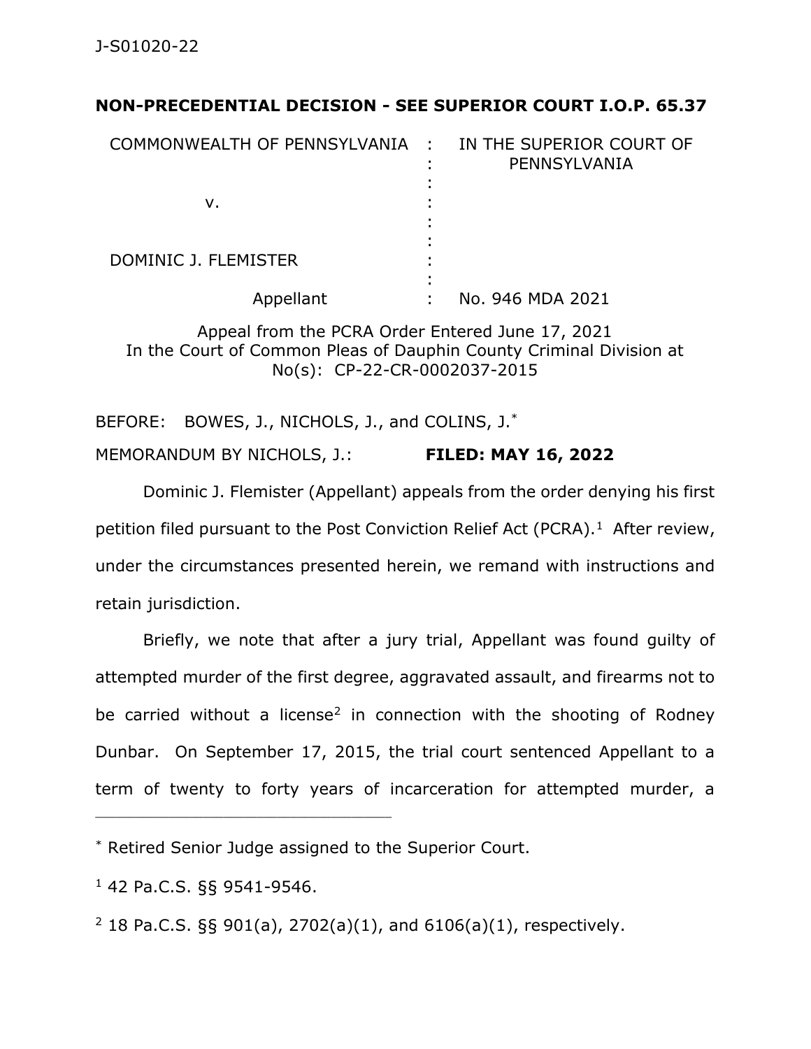J-S01020-22

**NON-PRECEDENTIAL DECISION - SEE SUPERIOR COURT I.O.P. 65.37**

| | | |
|---|---|---|
| COMMONWEALTH OF PENNSYLVANIA | : | IN THE SUPERIOR COURT OF PENNSYLVANIA |
| | : | |
| v. | : | |
| | : | |
| DOMINIC J. FLEMISTER | : | |
| | : | |
| Appellant | : | No. 946 MDA 2021 |

Appeal from the PCRA Order Entered June 17, 2021
In the Court of Common Pleas of Dauphin County Criminal Division at No(s): CP-22-CR-0002037-2015

BEFORE: BOWES, J., NICHOLS, J., and COLINS, J.*

MEMORANDUM BY NICHOLS, J.: **FILED: MAY 16, 2022**

Dominic J. Flemister (Appellant) appeals from the order denying his first petition filed pursuant to the Post Conviction Relief Act (PCRA).[1] After review, under the circumstances presented herein, we remand with instructions and retain jurisdiction.

Briefly, we note that after a jury trial, Appellant was found guilty of attempted murder of the first degree, aggravated assault, and firearms not to be carried without a license[2] in connection with the shooting of Rodney Dunbar. On September 17, 2015, the trial court sentenced Appellant to a term of twenty to forty years of incarceration for attempted murder, a

---

* Retired Senior Judge assigned to the Superior Court.

[1] 42 Pa.C.S. §§ 9541-9546.

[2] 18 Pa.C.S. §§ 901(a), 2702(a)(1), and 6106(a)(1), respectively.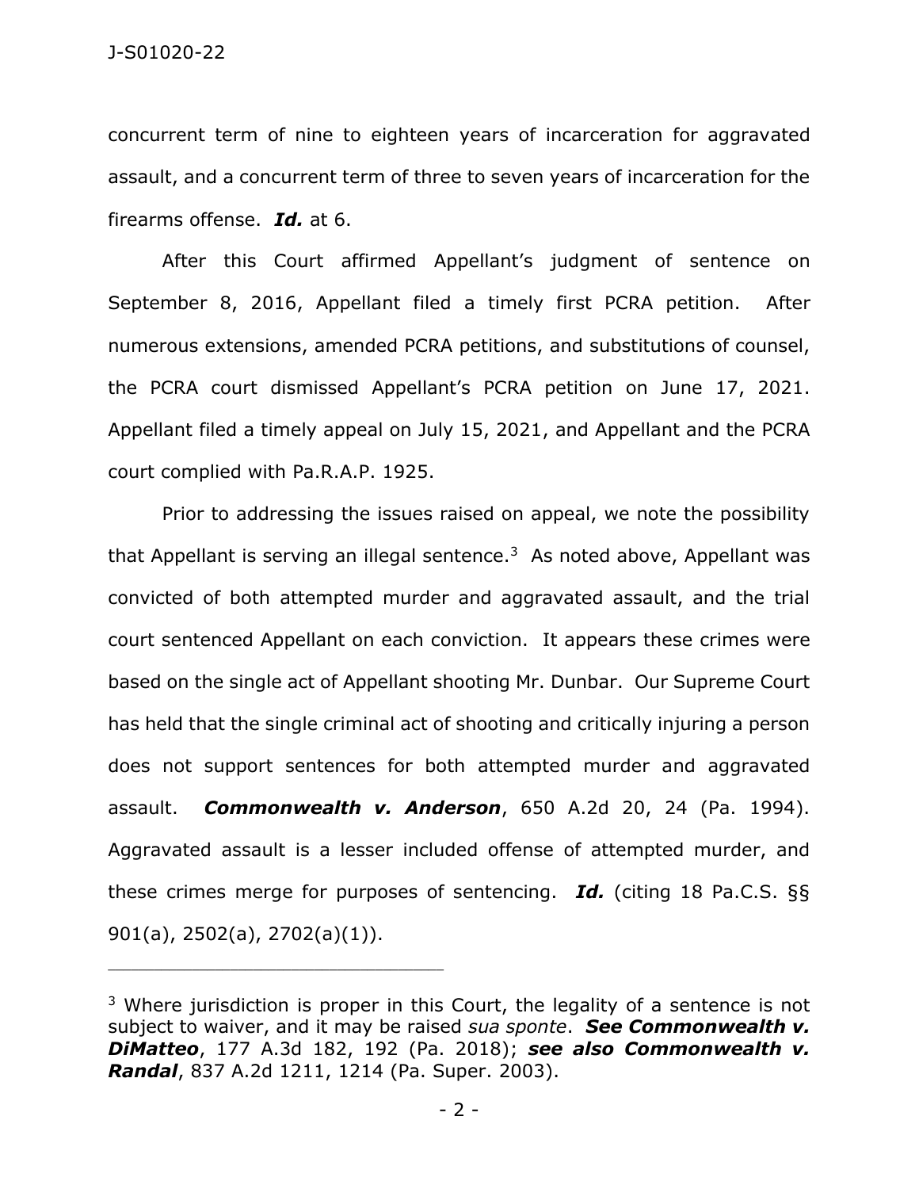concurrent term of nine to eighteen years of incarceration for aggravated assault, and a concurrent term of three to seven years of incarceration for the firearms offense. ***Id.*** at 6.

After this Court affirmed Appellant's judgment of sentence on September 8, 2016, Appellant filed a timely first PCRA petition. After numerous extensions, amended PCRA petitions, and substitutions of counsel, the PCRA court dismissed Appellant's PCRA petition on June 17, 2021. Appellant filed a timely appeal on July 15, 2021, and Appellant and the PCRA court complied with Pa.R.A.P. 1925.

Prior to addressing the issues raised on appeal, we note the possibility that Appellant is serving an illegal sentence.[3] As noted above, Appellant was convicted of both attempted murder and aggravated assault, and the trial court sentenced Appellant on each conviction. It appears these crimes were based on the single act of Appellant shooting Mr. Dunbar. Our Supreme Court has held that the single criminal act of shooting and critically injuring a person does not support sentences for both attempted murder and aggravated assault. ***Commonwealth v. Anderson***, 650 A.2d 20, 24 (Pa. 1994). Aggravated assault is a lesser included offense of attempted murder, and these crimes merge for purposes of sentencing. ***Id.*** (citing 18 Pa.C.S. §§ 901(a), 2502(a), 2702(a)(1)).

---

[3] Where jurisdiction is proper in this Court, the legality of a sentence is not subject to waiver, and it may be raised *sua sponte*. ***See Commonwealth v. DiMatteo***, 177 A.3d 182, 192 (Pa. 2018); ***see also Commonwealth v. Randal***, 837 A.2d 1211, 1214 (Pa. Super. 2003).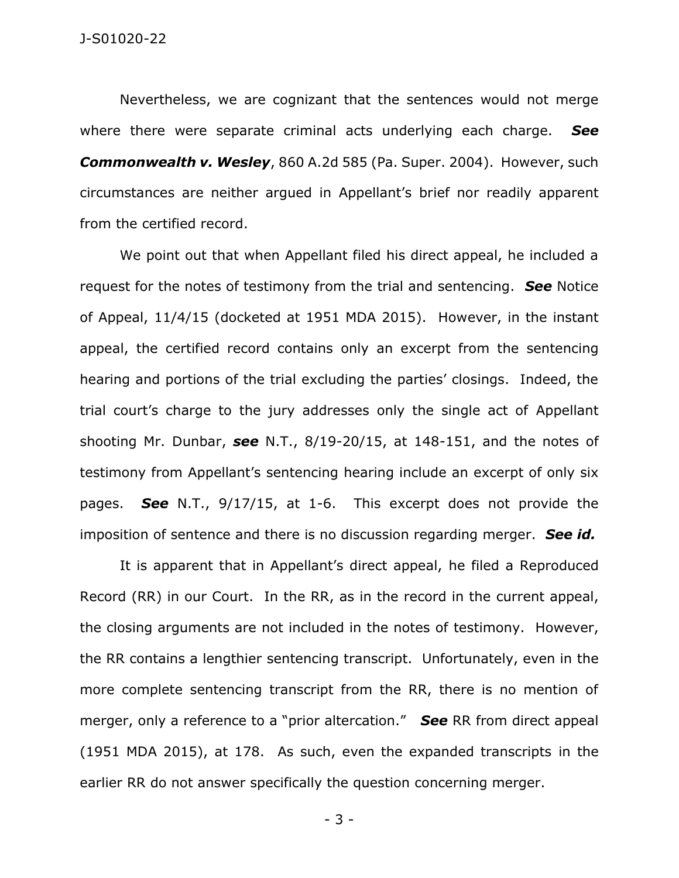Nevertheless, we are cognizant that the sentences would not merge where there were separate criminal acts underlying each charge. ***See Commonwealth v. Wesley***, 860 A.2d 585 (Pa. Super. 2004). However, such circumstances are neither argued in Appellant's brief nor readily apparent from the certified record.

We point out that when Appellant filed his direct appeal, he included a request for the notes of testimony from the trial and sentencing. ***See*** Notice of Appeal, 11/4/15 (docketed at 1951 MDA 2015). However, in the instant appeal, the certified record contains only an excerpt from the sentencing hearing and portions of the trial excluding the parties' closings. Indeed, the trial court's charge to the jury addresses only the single act of Appellant shooting Mr. Dunbar, ***see*** N.T., 8/19-20/15, at 148-151, and the notes of testimony from Appellant's sentencing hearing include an excerpt of only six pages. ***See*** N.T., 9/17/15, at 1-6. This excerpt does not provide the imposition of sentence and there is no discussion regarding merger. ***See id.***

It is apparent that in Appellant's direct appeal, he filed a Reproduced Record (RR) in our Court. In the RR, as in the record in the current appeal, the closing arguments are not included in the notes of testimony. However, the RR contains a lengthier sentencing transcript. Unfortunately, even in the more complete sentencing transcript from the RR, there is no mention of merger, only a reference to a "prior altercation." ***See*** RR from direct appeal (1951 MDA 2015), at 178. As such, even the expanded transcripts in the earlier RR do not answer specifically the question concerning merger.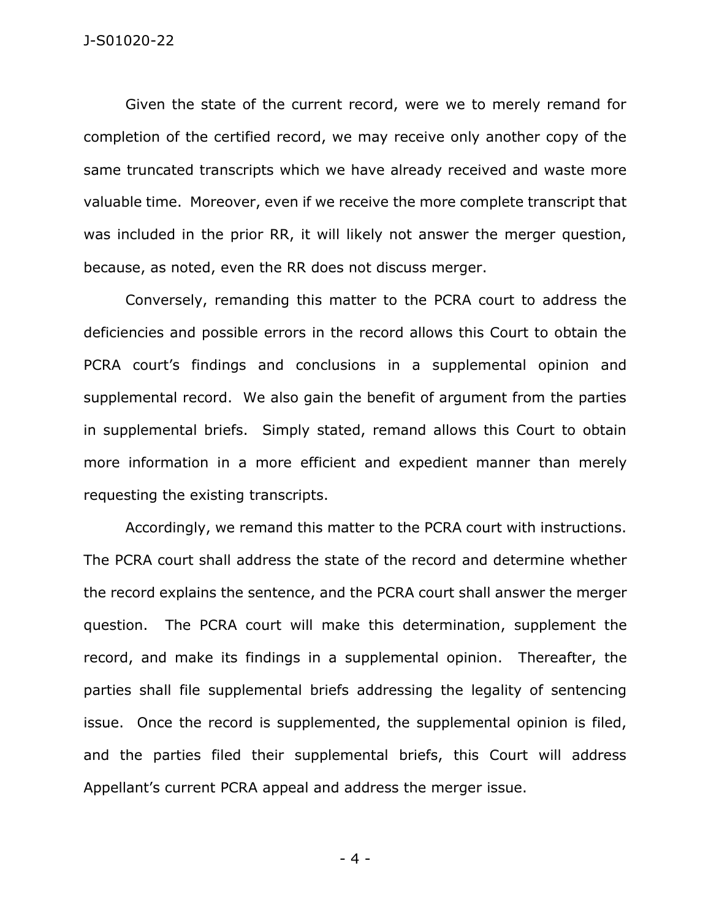Given the state of the current record, were we to merely remand for completion of the certified record, we may receive only another copy of the same truncated transcripts which we have already received and waste more valuable time. Moreover, even if we receive the more complete transcript that was included in the prior RR, it will likely not answer the merger question, because, as noted, even the RR does not discuss merger.

Conversely, remanding this matter to the PCRA court to address the deficiencies and possible errors in the record allows this Court to obtain the PCRA court's findings and conclusions in a supplemental opinion and supplemental record. We also gain the benefit of argument from the parties in supplemental briefs. Simply stated, remand allows this Court to obtain more information in a more efficient and expedient manner than merely requesting the existing transcripts.

Accordingly, we remand this matter to the PCRA court with instructions. The PCRA court shall address the state of the record and determine whether the record explains the sentence, and the PCRA court shall answer the merger question. The PCRA court will make this determination, supplement the record, and make its findings in a supplemental opinion. Thereafter, the parties shall file supplemental briefs addressing the legality of sentencing issue. Once the record is supplemented, the supplemental opinion is filed, and the parties filed their supplemental briefs, this Court will address Appellant's current PCRA appeal and address the merger issue.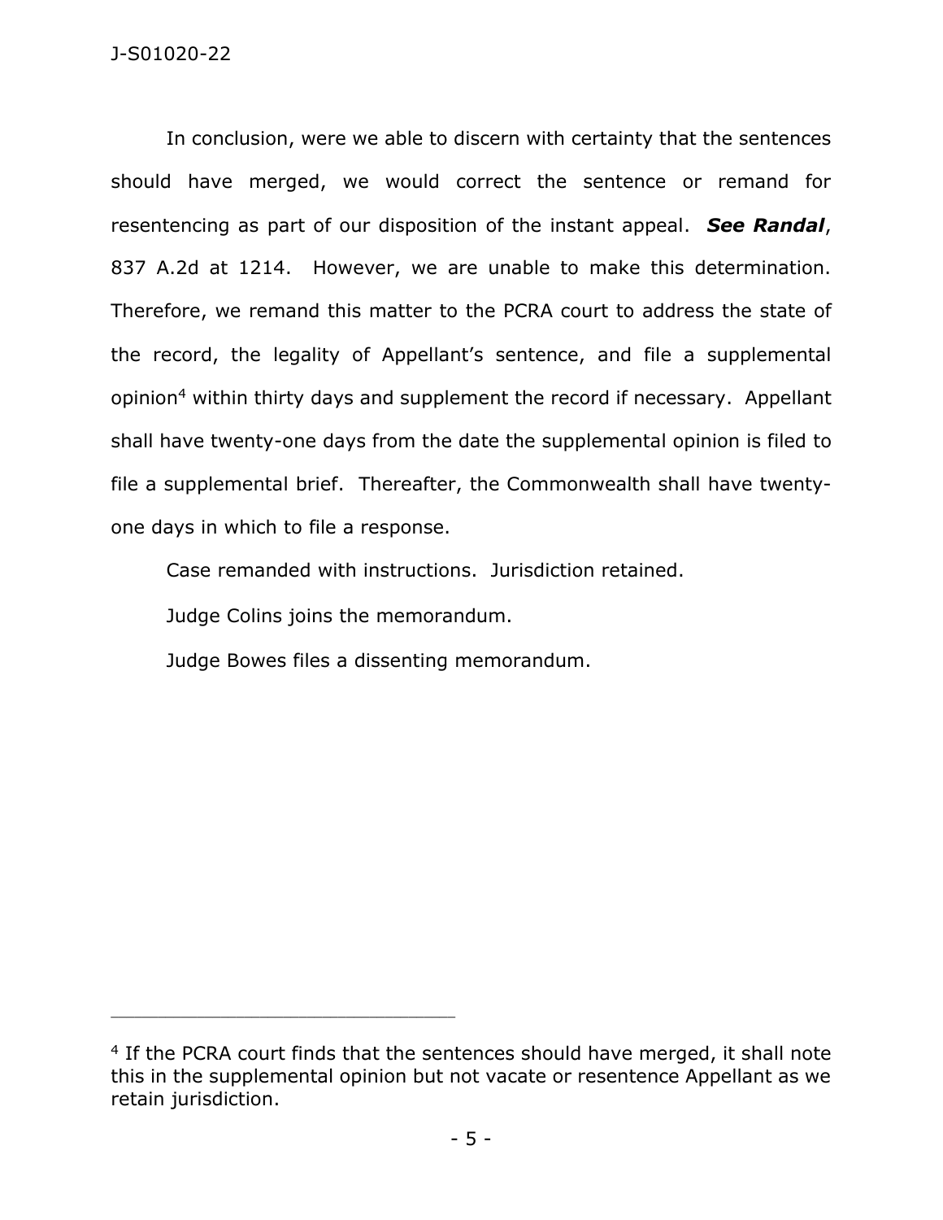In conclusion, were we able to discern with certainty that the sentences should have merged, we would correct the sentence or remand for resentencing as part of our disposition of the instant appeal. ***See Randal***, 837 A.2d at 1214. However, we are unable to make this determination. Therefore, we remand this matter to the PCRA court to address the state of the record, the legality of Appellant's sentence, and file a supplemental opinion[4] within thirty days and supplement the record if necessary. Appellant shall have twenty-one days from the date the supplemental opinion is filed to file a supplemental brief. Thereafter, the Commonwealth shall have twenty-one days in which to file a response.

Case remanded with instructions. Jurisdiction retained.

Judge Colins joins the memorandum.

Judge Bowes files a dissenting memorandum.

---

[4] If the PCRA court finds that the sentences should have merged, it shall note this in the supplemental opinion but not vacate or resentence Appellant as we retain jurisdiction.